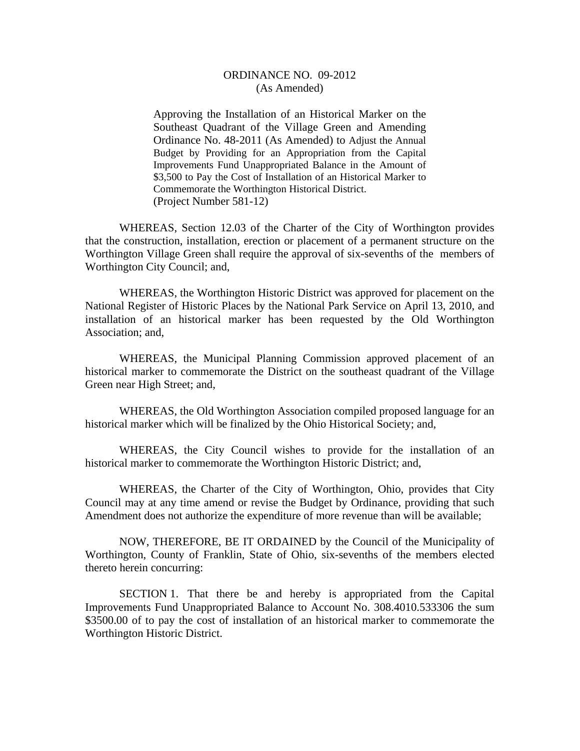# ORDINANCE NO. 09-2012
(As Amended)

Approving the Installation of an Historical Marker on the Southeast Quadrant of the Village Green and Amending Ordinance No. 48-2011 (As Amended) to Adjust the Annual Budget by Providing for an Appropriation from the Capital Improvements Fund Unappropriated Balance in the Amount of $3,500 to Pay the Cost of Installation of an Historical Marker to Commemorate the Worthington Historical District.
(Project Number 581-12)

WHEREAS, Section 12.03 of the Charter of the City of Worthington provides that the construction, installation, erection or placement of a permanent structure on the Worthington Village Green shall require the approval of six-sevenths of the members of Worthington City Council; and,

WHEREAS, the Worthington Historic District was approved for placement on the National Register of Historic Places by the National Park Service on April 13, 2010, and installation of an historical marker has been requested by the Old Worthington Association; and,

WHEREAS, the Municipal Planning Commission approved placement of an historical marker to commemorate the District on the southeast quadrant of the Village Green near High Street; and,

WHEREAS, the Old Worthington Association compiled proposed language for an historical marker which will be finalized by the Ohio Historical Society; and,

WHEREAS, the City Council wishes to provide for the installation of an historical marker to commemorate the Worthington Historic District; and,

WHEREAS, the Charter of the City of Worthington, Ohio, provides that City Council may at any time amend or revise the Budget by Ordinance, providing that such Amendment does not authorize the expenditure of more revenue than will be available;

NOW, THEREFORE, BE IT ORDAINED by the Council of the Municipality of Worthington, County of Franklin, State of Ohio, six-sevenths of the members elected thereto herein concurring:

SECTION 1. That there be and hereby is appropriated from the Capital Improvements Fund Unappropriated Balance to Account No. 308.4010.533306 the sum $3500.00 of to pay the cost of installation of an historical marker to commemorate the Worthington Historic District.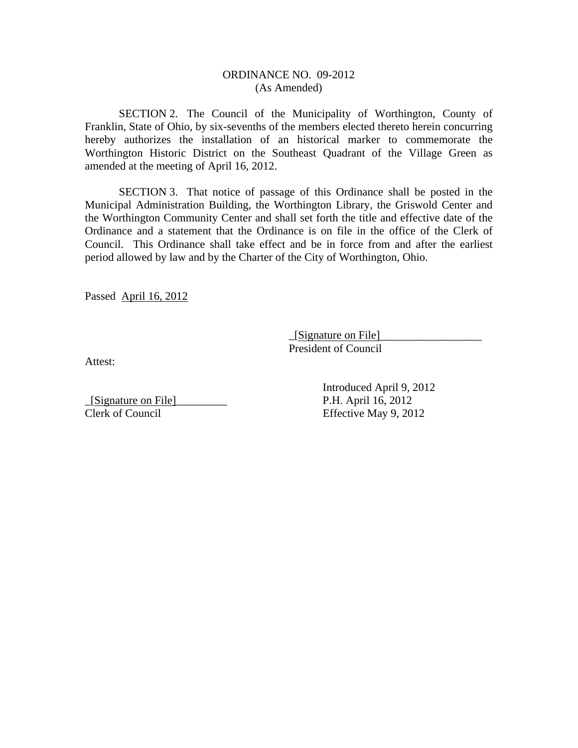ORDINANCE NO. 09-2012
(As Amended)

SECTION 2. The Council of the Municipality of Worthington, County of Franklin, State of Ohio, by six-sevenths of the members elected thereto herein concurring hereby authorizes the installation of an historical marker to commemorate the Worthington Historic District on the Southeast Quadrant of the Village Green as amended at the meeting of April 16, 2012.

SECTION 3. That notice of passage of this Ordinance shall be posted in the Municipal Administration Building, the Worthington Library, the Griswold Center and the Worthington Community Center and shall set forth the title and effective date of the Ordinance and a statement that the Ordinance is on file in the office of the Clerk of Council. This Ordinance shall take effect and be in force from and after the earliest period allowed by law and by the Charter of the City of Worthington, Ohio.

Passed April 16, 2012

_[Signature on File]__________________
President of Council

Attest:

_[Signature on File]_________
Clerk of Council

Introduced April 9, 2012
P.H. April 16, 2012
Effective May 9, 2012